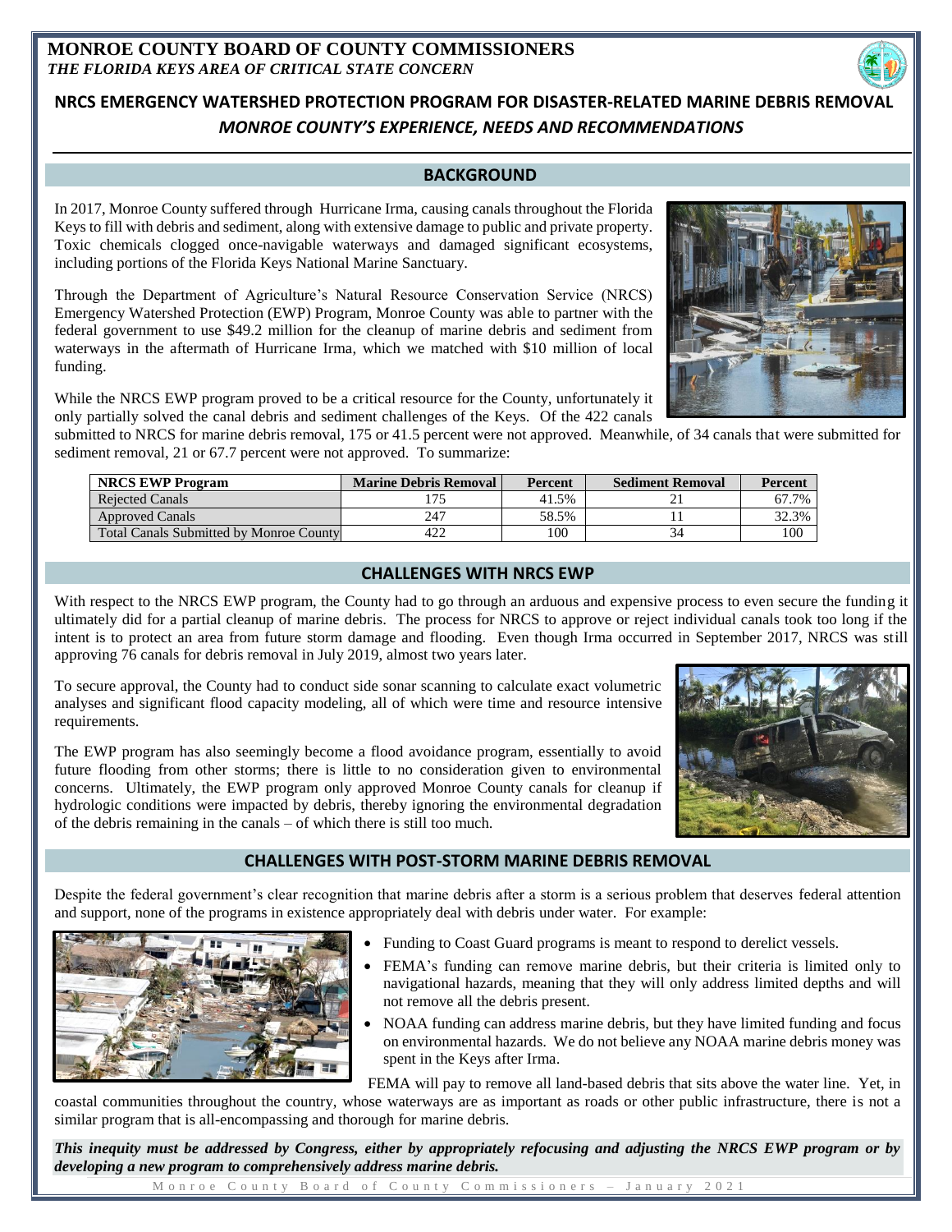# MONROE COUNTY BOARD OF COUNTY COMMISSIONERS

***THE FLORIDA KEYS AREA OF CRITICAL STATE CONCERN***

## NRCS EMERGENCY WATERSHED PROTECTION PROGRAM FOR DISASTER-RELATED MARINE DEBRIS REMOVAL

### *MONROE COUNTY'S EXPERIENCE, NEEDS AND RECOMMENDATIONS*

## BACKGROUND

In 2017, Monroe County suffered through Hurricane Irma, causing canals throughout the Florida Keys to fill with debris and sediment, along with extensive damage to public and private property. Toxic chemicals clogged once-navigable waterways and damaged significant ecosystems, including portions of the Florida Keys National Marine Sanctuary.

Through the Department of Agriculture's Natural Resource Conservation Service (NRCS) Emergency Watershed Protection (EWP) Program, Monroe County was able to partner with the federal government to use $49.2 million for the cleanup of marine debris and sediment from waterways in the aftermath of Hurricane Irma, which we matched with $10 million of local funding.

While the NRCS EWP program proved to be a critical resource for the County, unfortunately it only partially solved the canal debris and sediment challenges of the Keys. Of the 422 canals submitted to NRCS for marine debris removal, 175 or 41.5 percent were not approved. Meanwhile, of 34 canals that were submitted for sediment removal, 21 or 67.7 percent were not approved. To summarize:

| NRCS EWP Program | Marine Debris Removal | Percent | Sediment Removal | Percent |
|---|---|---|---|---|
| Rejected Canals | 175 | 41.5% | 21 | 67.7% |
| Approved Canals | 247 | 58.5% | 11 | 32.3% |
| Total Canals Submitted by Monroe County | 422 | 100 | 34 | 100 |

## CHALLENGES WITH NRCS EWP

With respect to the NRCS EWP program, the County had to go through an arduous and expensive process to even secure the funding it ultimately did for a partial cleanup of marine debris. The process for NRCS to approve or reject individual canals took too long if the intent is to protect an area from future storm damage and flooding. Even though Irma occurred in September 2017, NRCS was still approving 76 canals for debris removal in July 2019, almost two years later.

To secure approval, the County had to conduct side sonar scanning to calculate exact volumetric analyses and significant flood capacity modeling, all of which were time and resource intensive requirements.

The EWP program has also seemingly become a flood avoidance program, essentially to avoid future flooding from other storms; there is little to no consideration given to environmental concerns. Ultimately, the EWP program only approved Monroe County canals for cleanup if hydrologic conditions were impacted by debris, thereby ignoring the environmental degradation of the debris remaining in the canals – of which there is still too much.

## CHALLENGES WITH POST-STORM MARINE DEBRIS REMOVAL

Despite the federal government's clear recognition that marine debris after a storm is a serious problem that deserves federal attention and support, none of the programs in existence appropriately deal with debris under water. For example:

- Funding to Coast Guard programs is meant to respond to derelict vessels.
- FEMA's funding can remove marine debris, but their criteria is limited only to navigational hazards, meaning that they will only address limited depths and will not remove all the debris present.
- NOAA funding can address marine debris, but they have limited funding and focus on environmental hazards. We do not believe any NOAA marine debris money was spent in the Keys after Irma.

FEMA will pay to remove all land-based debris that sits above the water line. Yet, in coastal communities throughout the country, whose waterways are as important as roads or other public infrastructure, there is not a similar program that is all-encompassing and thorough for marine debris.

***This inequity must be addressed by Congress, either by appropriately refocusing and adjusting the NRCS EWP program or by developing a new program to comprehensively address marine debris.***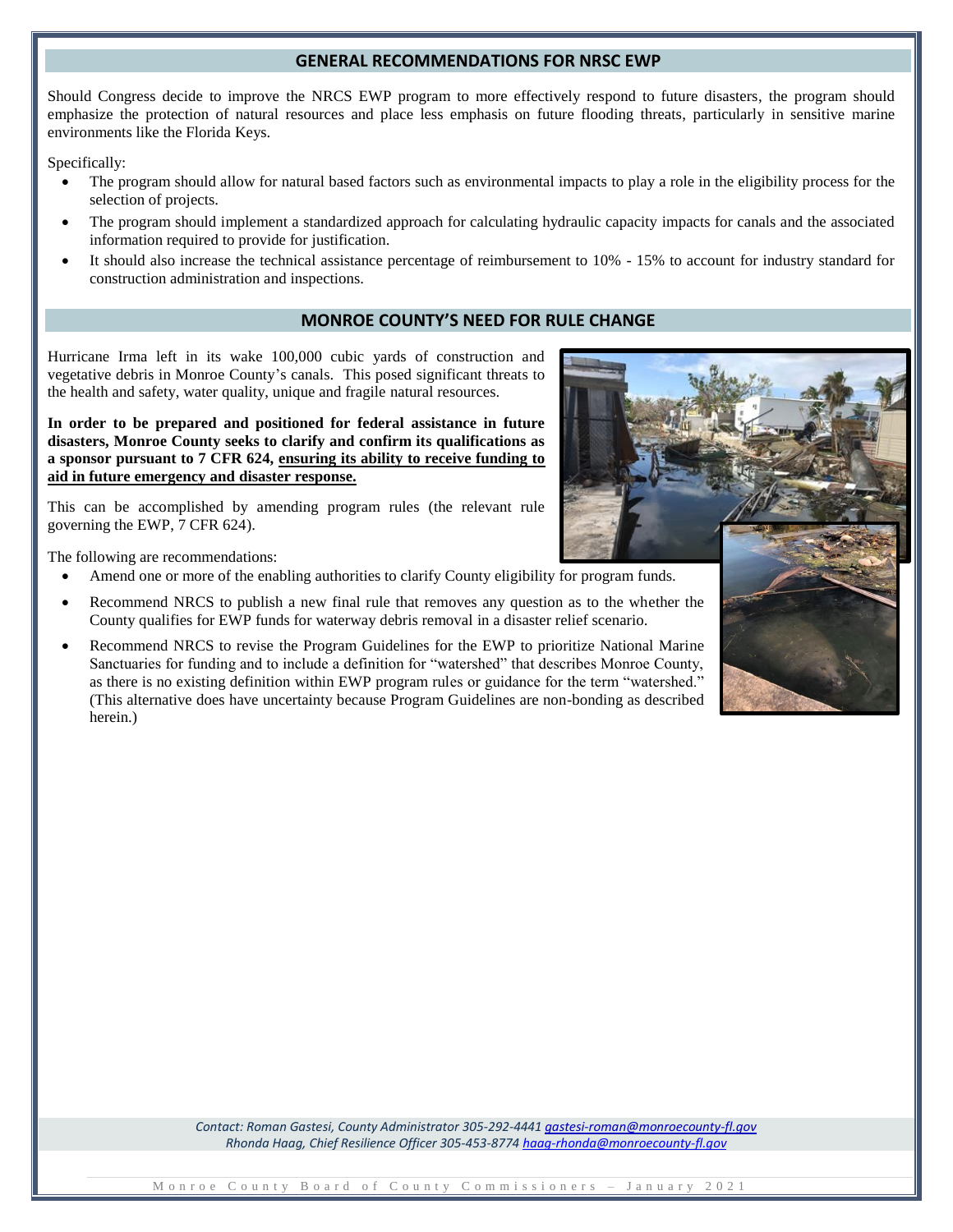## GENERAL RECOMMENDATIONS FOR NRSC EWP

Should Congress decide to improve the NRCS EWP program to more effectively respond to future disasters, the program should emphasize the protection of natural resources and place less emphasis on future flooding threats, particularly in sensitive marine environments like the Florida Keys.

Specifically:

- The program should allow for natural based factors such as environmental impacts to play a role in the eligibility process for the selection of projects.
- The program should implement a standardized approach for calculating hydraulic capacity impacts for canals and the associated information required to provide for justification.
- It should also increase the technical assistance percentage of reimbursement to 10% - 15% to account for industry standard for construction administration and inspections.

## MONROE COUNTY'S NEED FOR RULE CHANGE

Hurricane Irma left in its wake 100,000 cubic yards of construction and vegetative debris in Monroe County's canals. This posed significant threats to the health and safety, water quality, unique and fragile natural resources.

**In order to be prepared and positioned for federal assistance in future disasters, Monroe County seeks to clarify and confirm its qualifications as a sponsor pursuant to 7 CFR 624, ensuring its ability to receive funding to aid in future emergency and disaster response.**

This can be accomplished by amending program rules (the relevant rule governing the EWP, 7 CFR 624).

The following are recommendations:

- Amend one or more of the enabling authorities to clarify County eligibility for program funds.
- Recommend NRCS to publish a new final rule that removes any question as to the whether the County qualifies for EWP funds for waterway debris removal in a disaster relief scenario.
- Recommend NRCS to revise the Program Guidelines for the EWP to prioritize National Marine Sanctuaries for funding and to include a definition for "watershed" that describes Monroe County, as there is no existing definition within EWP program rules or guidance for the term "watershed." (This alternative does have uncertainty because Program Guidelines are non-bonding as described herein.)

*Contact: Roman Gastesi, County Administrator 305-292-4441 gastesi-roman@monroecounty-fl.gov*
*Rhonda Haag, Chief Resilience Officer 305-453-8774 haag-rhonda@monroecounty-fl.gov*

Monroe County Board of County Commissioners – January 2021